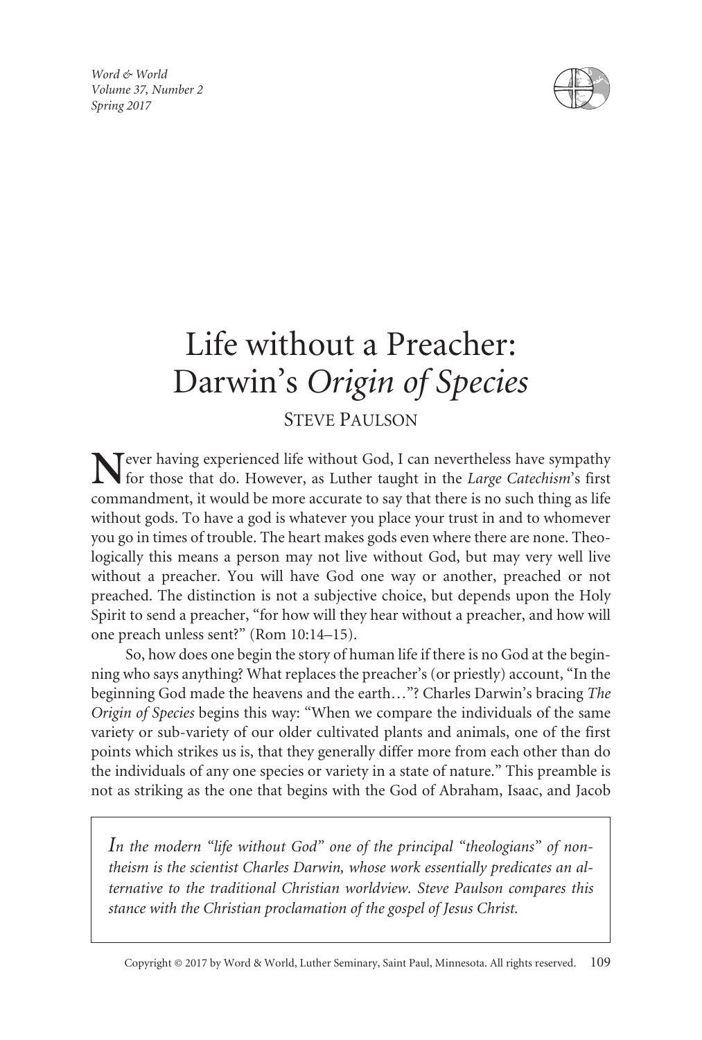# Life without a Preacher: Darwin's *Origin of Species*

STEVE PAULSON

Never having experienced life without God, I can nevertheless have sympathy for those that do. However, as Luther taught in the *Large Catechism*'s first commandment, it would be more accurate to say that there is no such thing as life without gods. To have a god is whatever you place your trust in and to whomever you go in times of trouble. The heart makes gods even where there are none. Theologically this means a person may not live without God, but may very well live without a preacher. You will have God one way or another, preached or not preached. The distinction is not a subjective choice, but depends upon the Holy Spirit to send a preacher, "for how will they hear without a preacher, and how will one preach unless sent?" (Rom 10:14–15).

So, how does one begin the story of human life if there is no God at the beginning who says anything? What replaces the preacher's (or priestly) account, "In the beginning God made the heavens and the earth…"? Charles Darwin's bracing *The Origin of Species* begins this way: "When we compare the individuals of the same variety or sub-variety of our older cultivated plants and animals, one of the first points which strikes us is, that they generally differ more from each other than do the individuals of any one species or variety in a state of nature." This preamble is not as striking as the one that begins with the God of Abraham, Isaac, and Jacob

*In the modern "life without God" one of the principal "theologians" of non-theism is the scientist Charles Darwin, whose work essentially predicates an alternative to the traditional Christian worldview. Steve Paulson compares this stance with the Christian proclamation of the gospel of Jesus Christ.*

Copyright © 2017 by Word & World, Luther Seminary, Saint Paul, Minnesota. All rights reserved.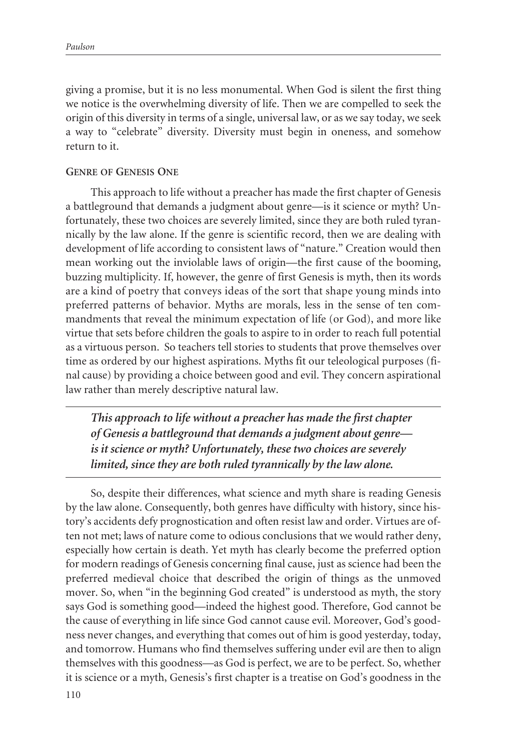giving a promise, but it is no less monumental. When God is silent the first thing we notice is the overwhelming diversity of life. Then we are compelled to seek the origin of this diversity in terms of a single, universal law, or as we say today, we seek a way to "celebrate" diversity. Diversity must begin in oneness, and somehow return to it.

## Genre of Genesis One

This approach to life without a preacher has made the first chapter of Genesis a battleground that demands a judgment about genre—is it science or myth? Unfortunately, these two choices are severely limited, since they are both ruled tyrannically by the law alone. If the genre is scientific record, then we are dealing with development of life according to consistent laws of "nature." Creation would then mean working out the inviolable laws of origin—the first cause of the booming, buzzing multiplicity. If, however, the genre of first Genesis is myth, then its words are a kind of poetry that conveys ideas of the sort that shape young minds into preferred patterns of behavior. Myths are morals, less in the sense of ten commandments that reveal the minimum expectation of life (or God), and more like virtue that sets before children the goals to aspire to in order to reach full potential as a virtuous person. So teachers tell stories to students that prove themselves over time as ordered by our highest aspirations. Myths fit our teleological purposes (final cause) by providing a choice between good and evil. They concern aspirational law rather than merely descriptive natural law.

> ***This approach to life without a preacher has made the first chapter of Genesis a battleground that demands a judgment about genre—is it science or myth? Unfortunately, these two choices are severely limited, since they are both ruled tyrannically by the law alone.***

So, despite their differences, what science and myth share is reading Genesis by the law alone. Consequently, both genres have difficulty with history, since history's accidents defy prognostication and often resist law and order. Virtues are often not met; laws of nature come to odious conclusions that we would rather deny, especially how certain is death. Yet myth has clearly become the preferred option for modern readings of Genesis concerning final cause, just as science had been the preferred medieval choice that described the origin of things as the unmoved mover. So, when "in the beginning God created" is understood as myth, the story says God is something good—indeed the highest good. Therefore, God cannot be the cause of everything in life since God cannot cause evil. Moreover, God's goodness never changes, and everything that comes out of him is good yesterday, today, and tomorrow. Humans who find themselves suffering under evil are then to align themselves with this goodness—as God is perfect, we are to be perfect. So, whether it is science or a myth, Genesis's first chapter is a treatise on God's goodness in the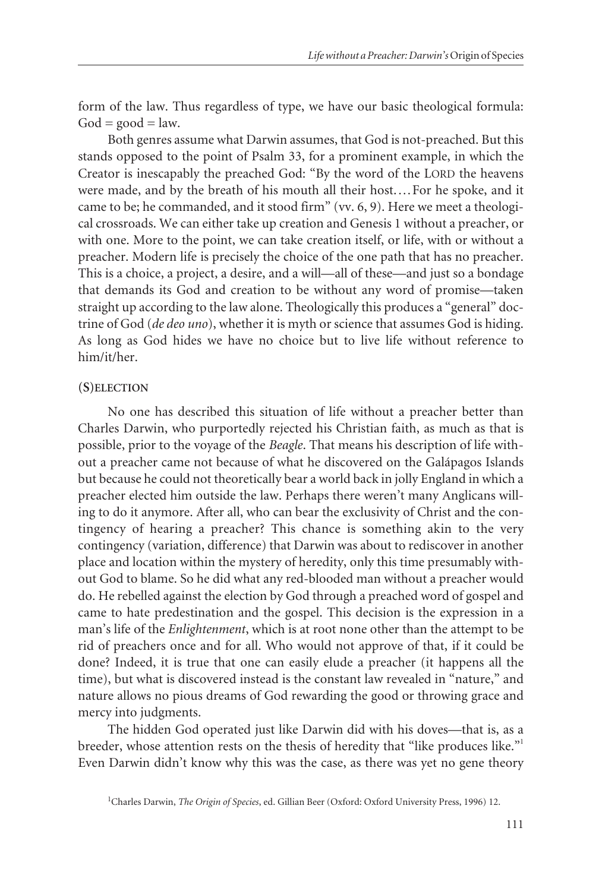form of the law. Thus regardless of type, we have our basic theological formula: God = good = law.

Both genres assume what Darwin assumes, that God is not-preached. But this stands opposed to the point of Psalm 33, for a prominent example, in which the Creator is inescapably the preached God: "By the word of the LORD the heavens were made, and by the breath of his mouth all their host.... For he spoke, and it came to be; he commanded, and it stood firm" (vv. 6, 9). Here we meet a theological crossroads. We can either take up creation and Genesis 1 without a preacher, or with one. More to the point, we can take creation itself, or life, with or without a preacher. Modern life is precisely the choice of the one path that has no preacher. This is a choice, a project, a desire, and a will—all of these—and just so a bondage that demands its God and creation to be without any word of promise—taken straight up according to the law alone. Theologically this produces a "general" doctrine of God (*de deo uno*), whether it is myth or science that assumes God is hiding. As long as God hides we have no choice but to live life without reference to him/it/her.

### (S)ELECTION

No one has described this situation of life without a preacher better than Charles Darwin, who purportedly rejected his Christian faith, as much as that is possible, prior to the voyage of the *Beagle*. That means his description of life without a preacher came not because of what he discovered on the Galápagos Islands but because he could not theoretically bear a world back in jolly England in which a preacher elected him outside the law. Perhaps there weren't many Anglicans willing to do it anymore. After all, who can bear the exclusivity of Christ and the contingency of hearing a preacher? This chance is something akin to the very contingency (variation, difference) that Darwin was about to rediscover in another place and location within the mystery of heredity, only this time presumably without God to blame. So he did what any red-blooded man without a preacher would do. He rebelled against the election by God through a preached word of gospel and came to hate predestination and the gospel. This decision is the expression in a man's life of the *Enlightenment*, which is at root none other than the attempt to be rid of preachers once and for all. Who would not approve of that, if it could be done? Indeed, it is true that one can easily elude a preacher (it happens all the time), but what is discovered instead is the constant law revealed in "nature," and nature allows no pious dreams of God rewarding the good or throwing grace and mercy into judgments.

The hidden God operated just like Darwin did with his doves—that is, as a breeder, whose attention rests on the thesis of heredity that "like produces like."[1] Even Darwin didn't know why this was the case, as there was yet no gene theory

[1]Charles Darwin, *The Origin of Species*, ed. Gillian Beer (Oxford: Oxford University Press, 1996) 12.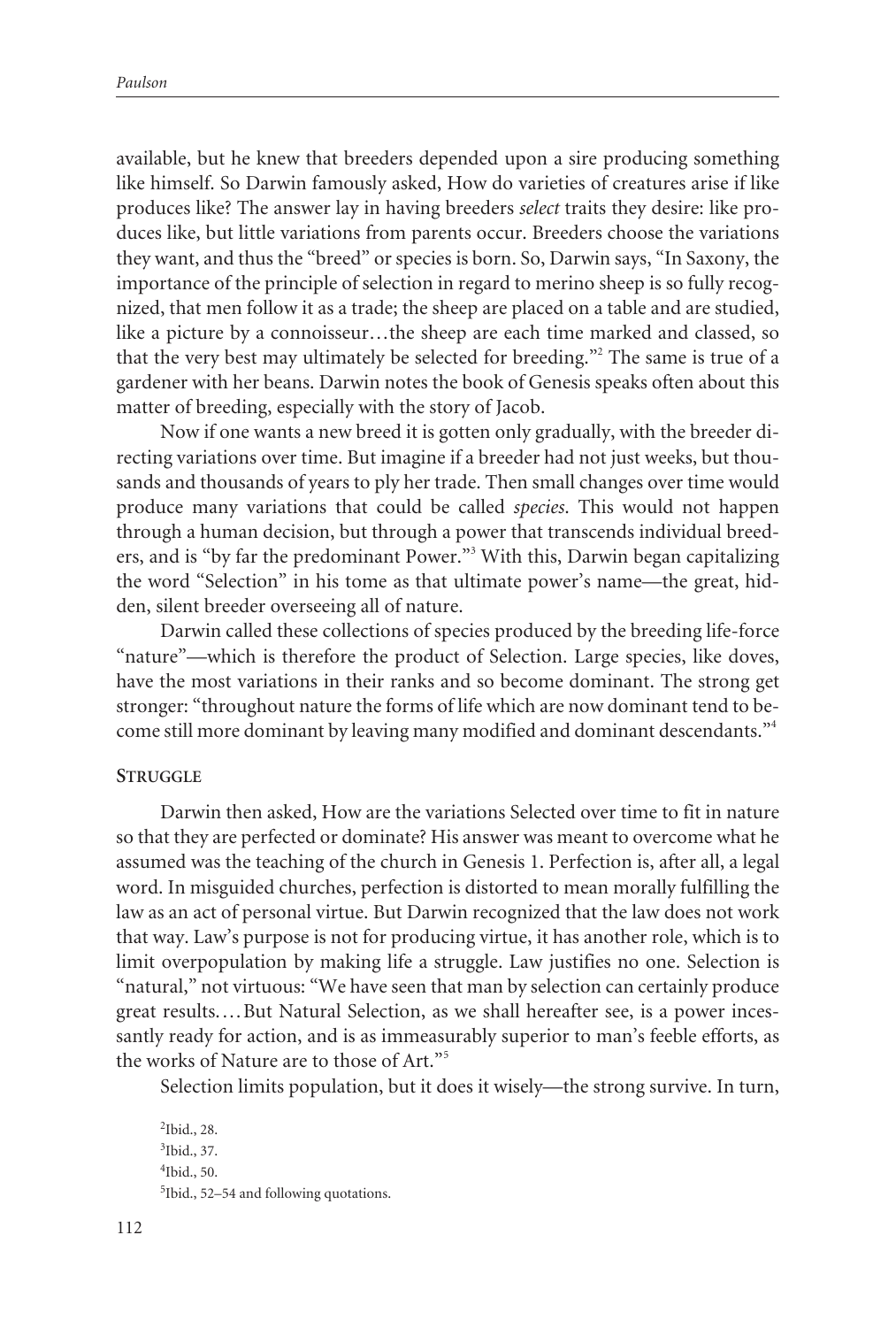available, but he knew that breeders depended upon a sire producing something like himself. So Darwin famously asked, How do varieties of creatures arise if like produces like? The answer lay in having breeders *select* traits they desire: like produces like, but little variations from parents occur. Breeders choose the variations they want, and thus the "breed" or species is born. So, Darwin says, "In Saxony, the importance of the principle of selection in regard to merino sheep is so fully recognized, that men follow it as a trade; the sheep are placed on a table and are studied, like a picture by a connoisseur…the sheep are each time marked and classed, so that the very best may ultimately be selected for breeding."[2] The same is true of a gardener with her beans. Darwin notes the book of Genesis speaks often about this matter of breeding, especially with the story of Jacob.

Now if one wants a new breed it is gotten only gradually, with the breeder directing variations over time. But imagine if a breeder had not just weeks, but thousands and thousands of years to ply her trade. Then small changes over time would produce many variations that could be called *species*. This would not happen through a human decision, but through a power that transcends individual breeders, and is "by far the predominant Power."[3] With this, Darwin began capitalizing the word "Selection" in his tome as that ultimate power's name—the great, hidden, silent breeder overseeing all of nature.

Darwin called these collections of species produced by the breeding life-force "nature"—which is therefore the product of Selection. Large species, like doves, have the most variations in their ranks and so become dominant. The strong get stronger: "throughout nature the forms of life which are now dominant tend to become still more dominant by leaving many modified and dominant descendants."[4]

### Struggle

Darwin then asked, How are the variations Selected over time to fit in nature so that they are perfected or dominate? His answer was meant to overcome what he assumed was the teaching of the church in Genesis 1. Perfection is, after all, a legal word. In misguided churches, perfection is distorted to mean morally fulfilling the law as an act of personal virtue. But Darwin recognized that the law does not work that way. Law's purpose is not for producing virtue, it has another role, which is to limit overpopulation by making life a struggle. Law justifies no one. Selection is "natural," not virtuous: "We have seen that man by selection can certainly produce great results.…But Natural Selection, as we shall hereafter see, is a power incessantly ready for action, and is as immeasurably superior to man's feeble efforts, as the works of Nature are to those of Art."[5]

Selection limits population, but it does it wisely—the strong survive. In turn,

[2]Ibid., 28.

[3]Ibid., 37.

[4]Ibid., 50.

[5]Ibid., 52–54 and following quotations.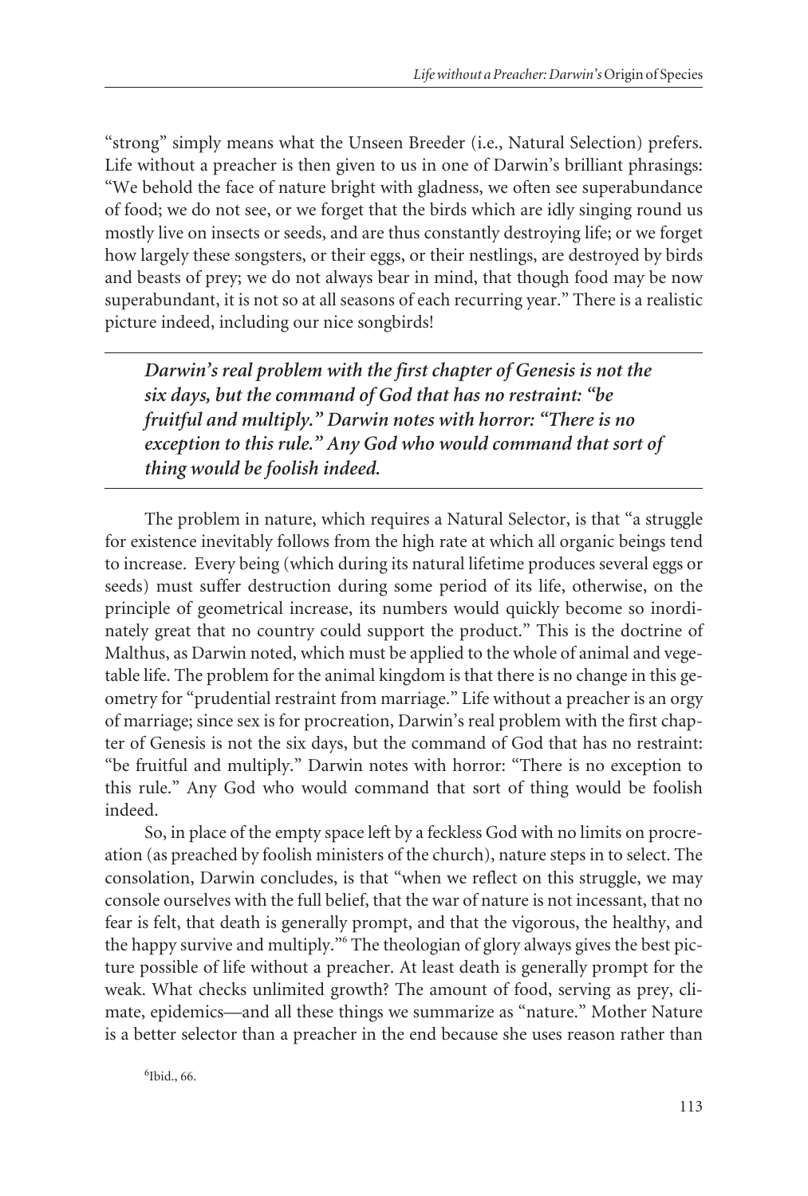"strong" simply means what the Unseen Breeder (i.e., Natural Selection) prefers. Life without a preacher is then given to us in one of Darwin's brilliant phrasings: "We behold the face of nature bright with gladness, we often see superabundance of food; we do not see, or we forget that the birds which are idly singing round us mostly live on insects or seeds, and are thus constantly destroying life; or we forget how largely these songsters, or their eggs, or their nestlings, are destroyed by birds and beasts of prey; we do not always bear in mind, that though food may be now superabundant, it is not so at all seasons of each recurring year." There is a realistic picture indeed, including our nice songbirds!

> ***Darwin's real problem with the first chapter of Genesis is not the six days, but the command of God that has no restraint: "be fruitful and multiply." Darwin notes with horror: "There is no exception to this rule." Any God who would command that sort of thing would be foolish indeed.***

The problem in nature, which requires a Natural Selector, is that "a struggle for existence inevitably follows from the high rate at which all organic beings tend to increase. Every being (which during its natural lifetime produces several eggs or seeds) must suffer destruction during some period of its life, otherwise, on the principle of geometrical increase, its numbers would quickly become so inordinately great that no country could support the product." This is the doctrine of Malthus, as Darwin noted, which must be applied to the whole of animal and vegetable life. The problem for the animal kingdom is that there is no change in this geometry for "prudential restraint from marriage." Life without a preacher is an orgy of marriage; since sex is for procreation, Darwin's real problem with the first chapter of Genesis is not the six days, but the command of God that has no restraint: "be fruitful and multiply." Darwin notes with horror: "There is no exception to this rule." Any God who would command that sort of thing would be foolish indeed.

So, in place of the empty space left by a feckless God with no limits on procreation (as preached by foolish ministers of the church), nature steps in to select. The consolation, Darwin concludes, is that "when we reflect on this struggle, we may console ourselves with the full belief, that the war of nature is not incessant, that no fear is felt, that death is generally prompt, and that the vigorous, the healthy, and the happy survive and multiply."[6] The theologian of glory always gives the best picture possible of life without a preacher. At least death is generally prompt for the weak. What checks unlimited growth? The amount of food, serving as prey, climate, epidemics—and all these things we summarize as "nature." Mother Nature is a better selector than a preacher in the end because she uses reason rather than

[6] Ibid., 66.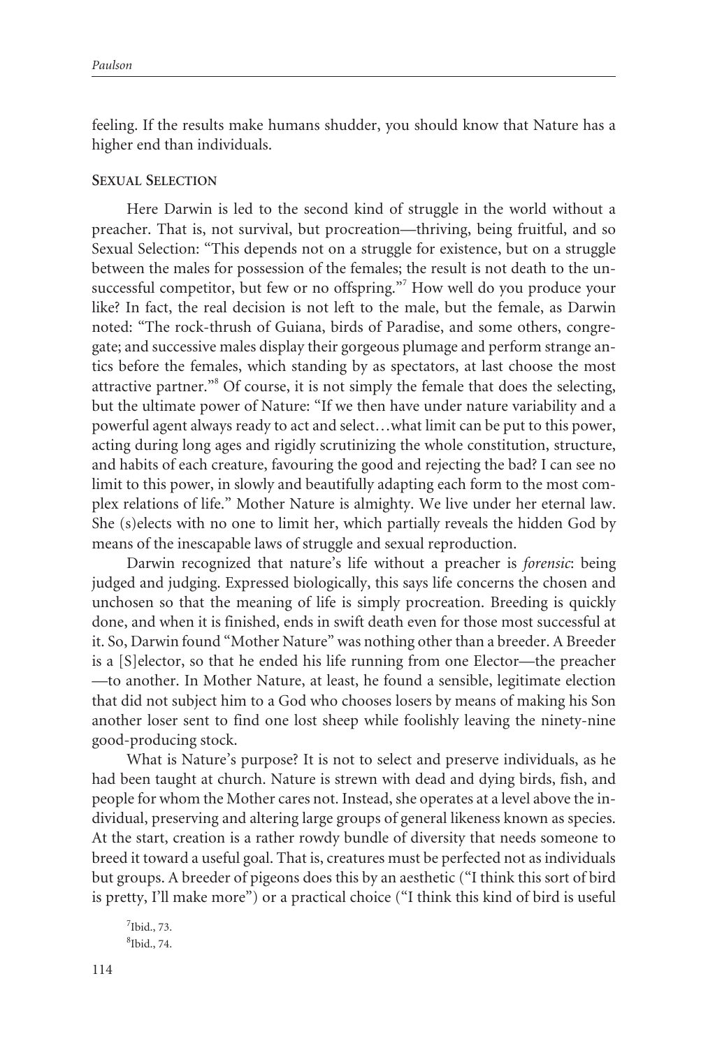feeling. If the results make humans shudder, you should know that Nature has a higher end than individuals.

## Sexual Selection

Here Darwin is led to the second kind of struggle in the world without a preacher. That is, not survival, but procreation—thriving, being fruitful, and so Sexual Selection: "This depends not on a struggle for existence, but on a struggle between the males for possession of the females; the result is not death to the unsuccessful competitor, but few or no offspring."[7] How well do you produce your like? In fact, the real decision is not left to the male, but the female, as Darwin noted: "The rock-thrush of Guiana, birds of Paradise, and some others, congregate; and successive males display their gorgeous plumage and perform strange antics before the females, which standing by as spectators, at last choose the most attractive partner."[8] Of course, it is not simply the female that does the selecting, but the ultimate power of Nature: "If we then have under nature variability and a powerful agent always ready to act and select…what limit can be put to this power, acting during long ages and rigidly scrutinizing the whole constitution, structure, and habits of each creature, favouring the good and rejecting the bad? I can see no limit to this power, in slowly and beautifully adapting each form to the most complex relations of life." Mother Nature is almighty. We live under her eternal law. She (s)elects with no one to limit her, which partially reveals the hidden God by means of the inescapable laws of struggle and sexual reproduction.

Darwin recognized that nature's life without a preacher is *forensic*: being judged and judging. Expressed biologically, this says life concerns the chosen and unchosen so that the meaning of life is simply procreation. Breeding is quickly done, and when it is finished, ends in swift death even for those most successful at it. So, Darwin found "Mother Nature" was nothing other than a breeder. A Breeder is a [S]elector, so that he ended his life running from one Elector—the preacher—to another. In Mother Nature, at least, he found a sensible, legitimate election that did not subject him to a God who chooses losers by means of making his Son another loser sent to find one lost sheep while foolishly leaving the ninety-nine good-producing stock.

What is Nature's purpose? It is not to select and preserve individuals, as he had been taught at church. Nature is strewn with dead and dying birds, fish, and people for whom the Mother cares not. Instead, she operates at a level above the individual, preserving and altering large groups of general likeness known as species. At the start, creation is a rather rowdy bundle of diversity that needs someone to breed it toward a useful goal. That is, creatures must be perfected not as individuals but groups. A breeder of pigeons does this by an aesthetic ("I think this sort of bird is pretty, I'll make more") or a practical choice ("I think this kind of bird is useful

[7] Ibid., 73.

[8] Ibid., 74.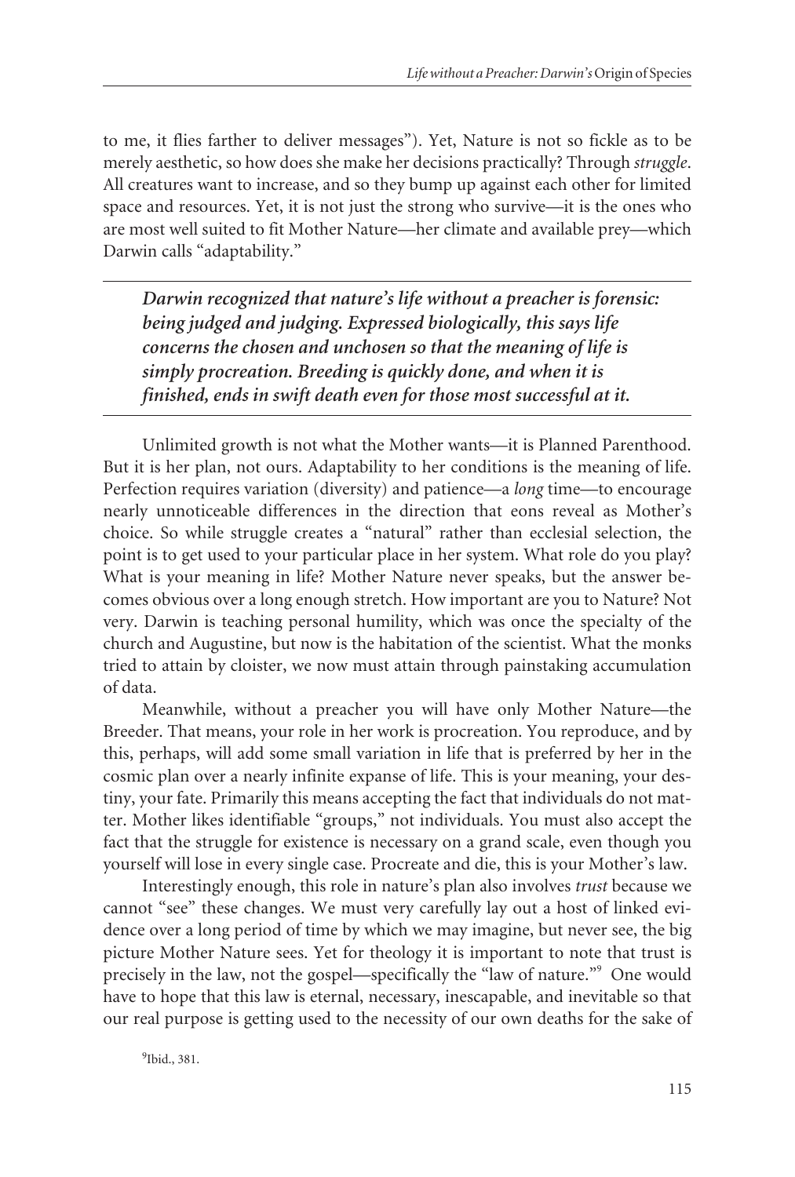to me, it flies farther to deliver messages"). Yet, Nature is not so fickle as to be merely aesthetic, so how does she make her decisions practically? Through *struggle*. All creatures want to increase, and so they bump up against each other for limited space and resources. Yet, it is not just the strong who survive—it is the ones who are most well suited to fit Mother Nature—her climate and available prey—which Darwin calls "adaptability."

> ***Darwin recognized that nature's life without a preacher is forensic: being judged and judging. Expressed biologically, this says life concerns the chosen and unchosen so that the meaning of life is simply procreation. Breeding is quickly done, and when it is finished, ends in swift death even for those most successful at it.***

Unlimited growth is not what the Mother wants—it is Planned Parenthood. But it is her plan, not ours. Adaptability to her conditions is the meaning of life. Perfection requires variation (diversity) and patience—a *long* time—to encourage nearly unnoticeable differences in the direction that eons reveal as Mother's choice. So while struggle creates a "natural" rather than ecclesial selection, the point is to get used to your particular place in her system. What role do you play? What is your meaning in life? Mother Nature never speaks, but the answer becomes obvious over a long enough stretch. How important are you to Nature? Not very. Darwin is teaching personal humility, which was once the specialty of the church and Augustine, but now is the habitation of the scientist. What the monks tried to attain by cloister, we now must attain through painstaking accumulation of data.

Meanwhile, without a preacher you will have only Mother Nature—the Breeder. That means, your role in her work is procreation. You reproduce, and by this, perhaps, will add some small variation in life that is preferred by her in the cosmic plan over a nearly infinite expanse of life. This is your meaning, your destiny, your fate. Primarily this means accepting the fact that individuals do not matter. Mother likes identifiable "groups," not individuals. You must also accept the fact that the struggle for existence is necessary on a grand scale, even though you yourself will lose in every single case. Procreate and die, this is your Mother's law.

Interestingly enough, this role in nature's plan also involves *trust* because we cannot "see" these changes. We must very carefully lay out a host of linked evidence over a long period of time by which we may imagine, but never see, the big picture Mother Nature sees. Yet for theology it is important to note that trust is precisely in the law, not the gospel—specifically the "law of nature."[9] One would have to hope that this law is eternal, necessary, inescapable, and inevitable so that our real purpose is getting used to the necessity of our own deaths for the sake of

[9]Ibid., 381.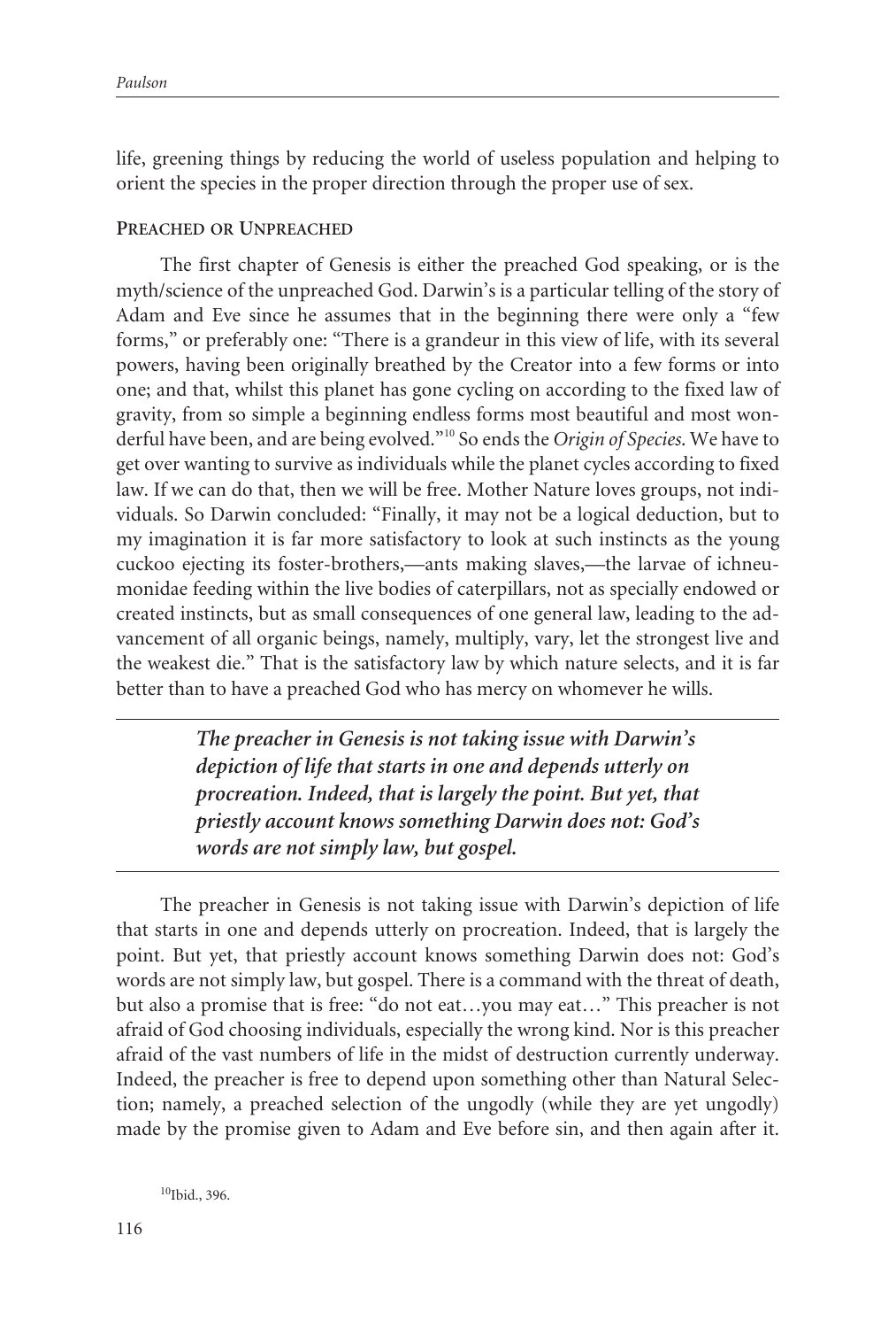life, greening things by reducing the world of useless population and helping to orient the species in the proper direction through the proper use of sex.

### Preached or Unpreached

The first chapter of Genesis is either the preached God speaking, or is the myth/science of the unpreached God. Darwin's is a particular telling of the story of Adam and Eve since he assumes that in the beginning there were only a "few forms," or preferably one: "There is a grandeur in this view of life, with its several powers, having been originally breathed by the Creator into a few forms or into one; and that, whilst this planet has gone cycling on according to the fixed law of gravity, from so simple a beginning endless forms most beautiful and most wonderful have been, and are being evolved."[10] So ends the *Origin of Species.* We have to get over wanting to survive as individuals while the planet cycles according to fixed law. If we can do that, then we will be free. Mother Nature loves groups, not individuals. So Darwin concluded: "Finally, it may not be a logical deduction, but to my imagination it is far more satisfactory to look at such instincts as the young cuckoo ejecting its foster-brothers,—ants making slaves,—the larvae of ichneumonidae feeding within the live bodies of caterpillars, not as specially endowed or created instincts, but as small consequences of one general law, leading to the advancement of all organic beings, namely, multiply, vary, let the strongest live and the weakest die." That is the satisfactory law by which nature selects, and it is far better than to have a preached God who has mercy on whomever he wills.

> ***The preacher in Genesis is not taking issue with Darwin's depiction of life that starts in one and depends utterly on procreation. Indeed, that is largely the point. But yet, that priestly account knows something Darwin does not: God's words are not simply law, but gospel.***

The preacher in Genesis is not taking issue with Darwin's depiction of life that starts in one and depends utterly on procreation. Indeed, that is largely the point. But yet, that priestly account knows something Darwin does not: God's words are not simply law, but gospel. There is a command with the threat of death, but also a promise that is free: "do not eat…you may eat…" This preacher is not afraid of God choosing individuals, especially the wrong kind. Nor is this preacher afraid of the vast numbers of life in the midst of destruction currently underway. Indeed, the preacher is free to depend upon something other than Natural Selection; namely, a preached selection of the ungodly (while they are yet ungodly) made by the promise given to Adam and Eve before sin, and then again after it.

[10] Ibid., 396.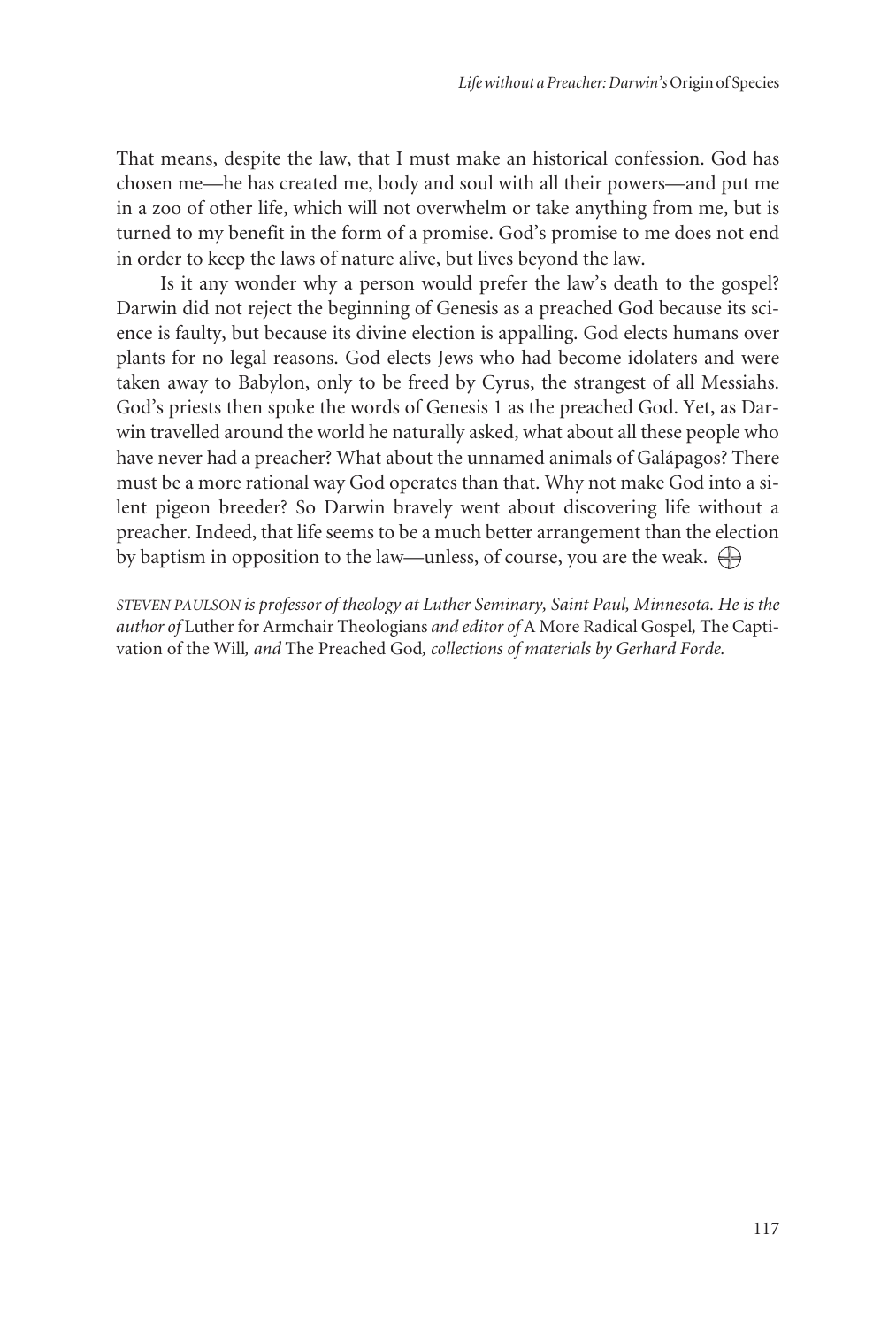That means, despite the law, that I must make an historical confession. God has chosen me—he has created me, body and soul with all their powers—and put me in a zoo of other life, which will not overwhelm or take anything from me, but is turned to my benefit in the form of a promise. God's promise to me does not end in order to keep the laws of nature alive, but lives beyond the law.

Is it any wonder why a person would prefer the law's death to the gospel? Darwin did not reject the beginning of Genesis as a preached God because its science is faulty, but because its divine election is appalling. God elects humans over plants for no legal reasons. God elects Jews who had become idolaters and were taken away to Babylon, only to be freed by Cyrus, the strangest of all Messiahs. God's priests then spoke the words of Genesis 1 as the preached God. Yet, as Darwin travelled around the world he naturally asked, what about all these people who have never had a preacher? What about the unnamed animals of Galápagos? There must be a more rational way God operates than that. Why not make God into a silent pigeon breeder? So Darwin bravely went about discovering life without a preacher. Indeed, that life seems to be a much better arrangement than the election by baptism in opposition to the law—unless, of course, you are the weak. ⊕

*STEVEN PAULSON is professor of theology at Luther Seminary, Saint Paul, Minnesota. He is the author of* Luther for Armchair Theologians *and editor of* A More Radical Gospel*,* The Captivation of the Will*, and* The Preached God*, collections of materials by Gerhard Forde.*